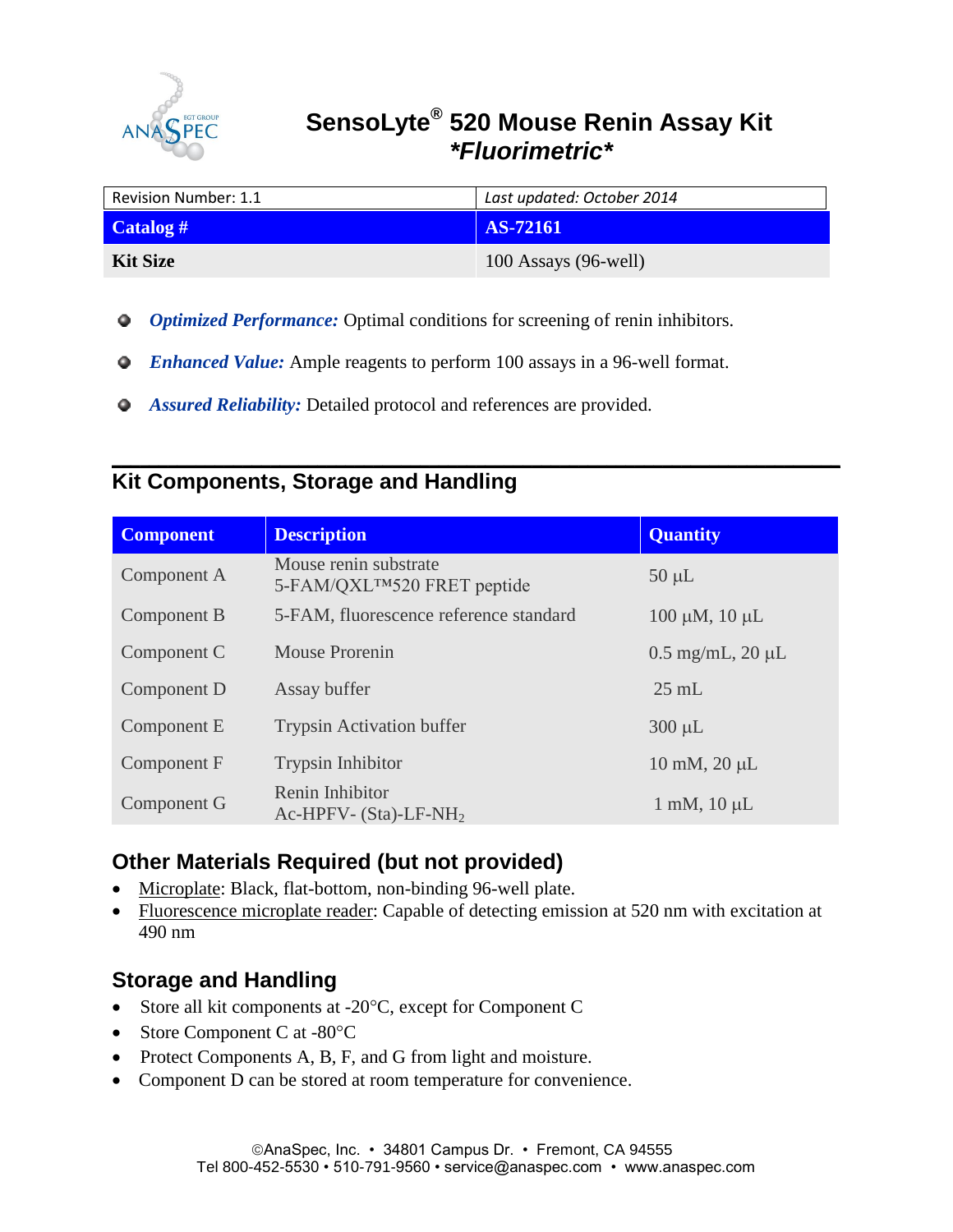# SensoLyte® 520 Mouse Renin Assay Kit *Fluorimetric*

| Revision Number: 1.1 | *Last updated: October 2014* |
|---|---|
| **Catalog #** | **AS-72161** |
| **Kit Size** | 100 Assays (96-well) |

- ***Optimized Performance:*** Optimal conditions for screening of renin inhibitors.
- ***Enhanced Value:*** Ample reagents to perform 100 assays in a 96-well format.
- ***Assured Reliability:*** Detailed protocol and references are provided.

## Kit Components, Storage and Handling

| Component | Description | Quantity |
|---|---|---|
| Component A | Mouse renin substrate<br>5-FAM/QXL™520 FRET peptide | 50 µL |
| Component B | 5-FAM, fluorescence reference standard | 100 µM, 10 µL |
| Component C | Mouse Prorenin | 0.5 mg/mL, 20 µL |
| Component D | Assay buffer | 25 mL |
| Component E | Trypsin Activation buffer | 300 µL |
| Component F | Trypsin Inhibitor | 10 mM, 20 µL |
| Component G | Renin Inhibitor<br>Ac-HPFV- (Sta)-LF-$NH_2$ | 1 mM, 10 µL |

## Other Materials Required (but not provided)

- Microplate: Black, flat-bottom, non-binding 96-well plate.
- Fluorescence microplate reader: Capable of detecting emission at 520 nm with excitation at 490 nm

## Storage and Handling

- Store all kit components at -20°C, except for Component C
- Store Component C at -80°C
- Protect Components A, B, F, and G from light and moisture.
- Component D can be stored at room temperature for convenience.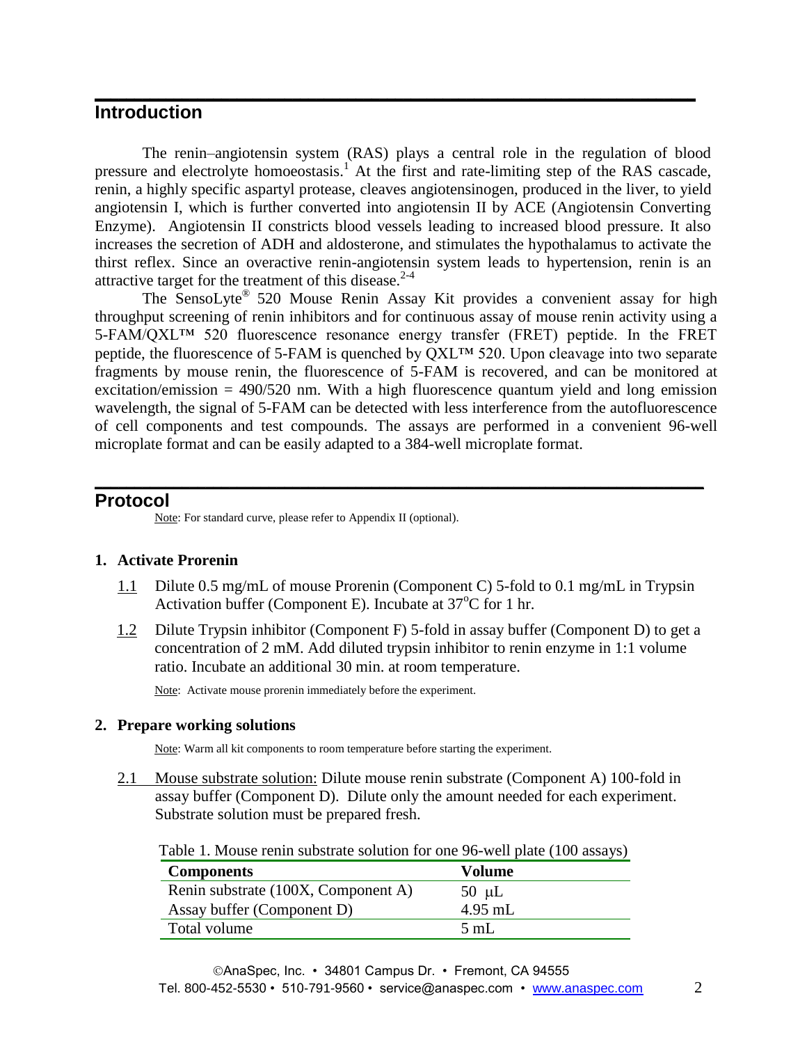## Introduction

The renin–angiotensin system (RAS) plays a central role in the regulation of blood pressure and electrolyte homoeostasis.[1] At the first and rate-limiting step of the RAS cascade, renin, a highly specific aspartyl protease, cleaves angiotensinogen, produced in the liver, to yield angiotensin I, which is further converted into angiotensin II by ACE (Angiotensin Converting Enzyme). Angiotensin II constricts blood vessels leading to increased blood pressure. It also increases the secretion of ADH and aldosterone, and stimulates the hypothalamus to activate the thirst reflex. Since an overactive renin-angiotensin system leads to hypertension, renin is an attractive target for the treatment of this disease.[2-4]

The SensoLyte® 520 Mouse Renin Assay Kit provides a convenient assay for high throughput screening of renin inhibitors and for continuous assay of mouse renin activity using a 5-FAM/QXL™ 520 fluorescence resonance energy transfer (FRET) peptide. In the FRET peptide, the fluorescence of 5-FAM is quenched by QXL™ 520. Upon cleavage into two separate fragments by mouse renin, the fluorescence of 5-FAM is recovered, and can be monitored at excitation/emission = 490/520 nm. With a high fluorescence quantum yield and long emission wavelength, the signal of 5-FAM can be detected with less interference from the autofluorescence of cell components and test compounds. The assays are performed in a convenient 96-well microplate format and can be easily adapted to a 384-well microplate format.

## Protocol

Note: For standard curve, please refer to Appendix II (optional).

### 1. Activate Prorenin

1.1 Dilute 0.5 mg/mL of mouse Prorenin (Component C) 5-fold to 0.1 mg/mL in Trypsin Activation buffer (Component E). Incubate at 37°C for 1 hr.

1.2 Dilute Trypsin inhibitor (Component F) 5-fold in assay buffer (Component D) to get a concentration of 2 mM. Add diluted trypsin inhibitor to renin enzyme in 1:1 volume ratio. Incubate an additional 30 min. at room temperature.

Note: Activate mouse prorenin immediately before the experiment.

### 2. Prepare working solutions

Note: Warm all kit components to room temperature before starting the experiment.

2.1 Mouse substrate solution: Dilute mouse renin substrate (Component A) 100-fold in assay buffer (Component D). Dilute only the amount needed for each experiment. Substrate solution must be prepared fresh.

Table 1. Mouse renin substrate solution for one 96-well plate (100 assays)

| Components | Volume |
|---|---|
| Renin substrate (100X, Component A) | 50 μL |
| Assay buffer (Component D) | 4.95 mL |
| Total volume | 5 mL |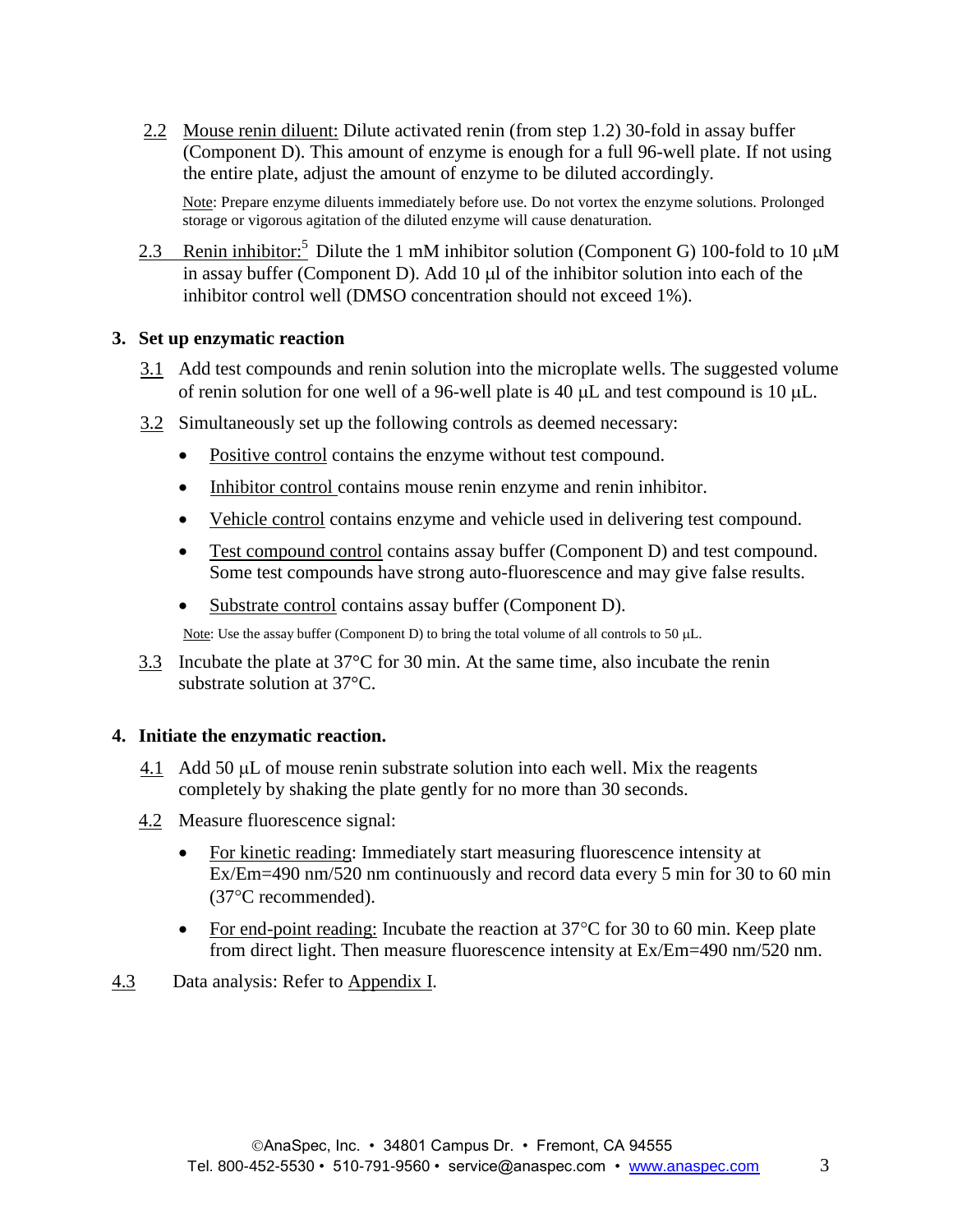2.2 Mouse renin diluent: Dilute activated renin (from step 1.2) 30-fold in assay buffer (Component D). This amount of enzyme is enough for a full 96-well plate. If not using the entire plate, adjust the amount of enzyme to be diluted accordingly.

Note: Prepare enzyme diluents immediately before use. Do not vortex the enzyme solutions. Prolonged storage or vigorous agitation of the diluted enzyme will cause denaturation.

2.3 Renin inhibitor:[5] Dilute the 1 mM inhibitor solution (Component G) 100-fold to 10 μM in assay buffer (Component D). Add 10 μl of the inhibitor solution into each of the inhibitor control well (DMSO concentration should not exceed 1%).

**3. Set up enzymatic reaction**

3.1 Add test compounds and renin solution into the microplate wells. The suggested volume of renin solution for one well of a 96-well plate is 40 μL and test compound is 10 μL.

3.2 Simultaneously set up the following controls as deemed necessary:

- Positive control contains the enzyme without test compound.
- Inhibitor control contains mouse renin enzyme and renin inhibitor.
- Vehicle control contains enzyme and vehicle used in delivering test compound.
- Test compound control contains assay buffer (Component D) and test compound. Some test compounds have strong auto-fluorescence and may give false results.
- Substrate control contains assay buffer (Component D).

Note: Use the assay buffer (Component D) to bring the total volume of all controls to 50 μL.

3.3 Incubate the plate at 37°C for 30 min. At the same time, also incubate the renin substrate solution at 37°C.

**4. Initiate the enzymatic reaction.**

4.1 Add 50 μL of mouse renin substrate solution into each well. Mix the reagents completely by shaking the plate gently for no more than 30 seconds.

4.2 Measure fluorescence signal:

- For kinetic reading: Immediately start measuring fluorescence intensity at Ex/Em=490 nm/520 nm continuously and record data every 5 min for 30 to 60 min (37°C recommended).
- For end-point reading: Incubate the reaction at 37°C for 30 to 60 min. Keep plate from direct light. Then measure fluorescence intensity at Ex/Em=490 nm/520 nm.

4.3 Data analysis: Refer to Appendix I.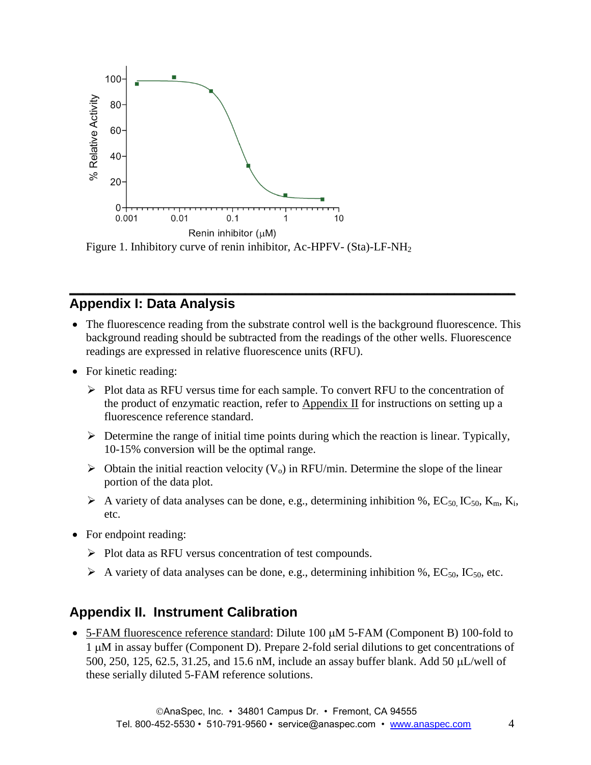Figure 1. Inhibitory curve of renin inhibitor, Ac-HPFV- (Sta)-LF-$NH_2$

## Appendix I: Data Analysis

- The fluorescence reading from the substrate control well is the background fluorescence. This background reading should be subtracted from the readings of the other wells. Fluorescence readings are expressed in relative fluorescence units (RFU).
- For kinetic reading:
  - Plot data as RFU versus time for each sample. To convert RFU to the concentration of the product of enzymatic reaction, refer to Appendix II for instructions on setting up a fluorescence reference standard.
  - Determine the range of initial time points during which the reaction is linear. Typically, 10-15% conversion will be the optimal range.
  - Obtain the initial reaction velocity ($V_o$) in RFU/min. Determine the slope of the linear portion of the data plot.
  - A variety of data analyses can be done, e.g., determining inhibition %, $EC_{50}$, $IC_{50}$, $K_m$, $K_i$, etc.
- For endpoint reading:
  - Plot data as RFU versus concentration of test compounds.
  - A variety of data analyses can be done, e.g., determining inhibition %, $EC_{50}$, $IC_{50}$, etc.

## Appendix II. Instrument Calibration

- 5-FAM fluorescence reference standard: Dilute 100 μM 5-FAM (Component B) 100-fold to 1 μM in assay buffer (Component D). Prepare 2-fold serial dilutions to get concentrations of 500, 250, 125, 62.5, 31.25, and 15.6 nM, include an assay buffer blank. Add 50 μL/well of these serially diluted 5-FAM reference solutions.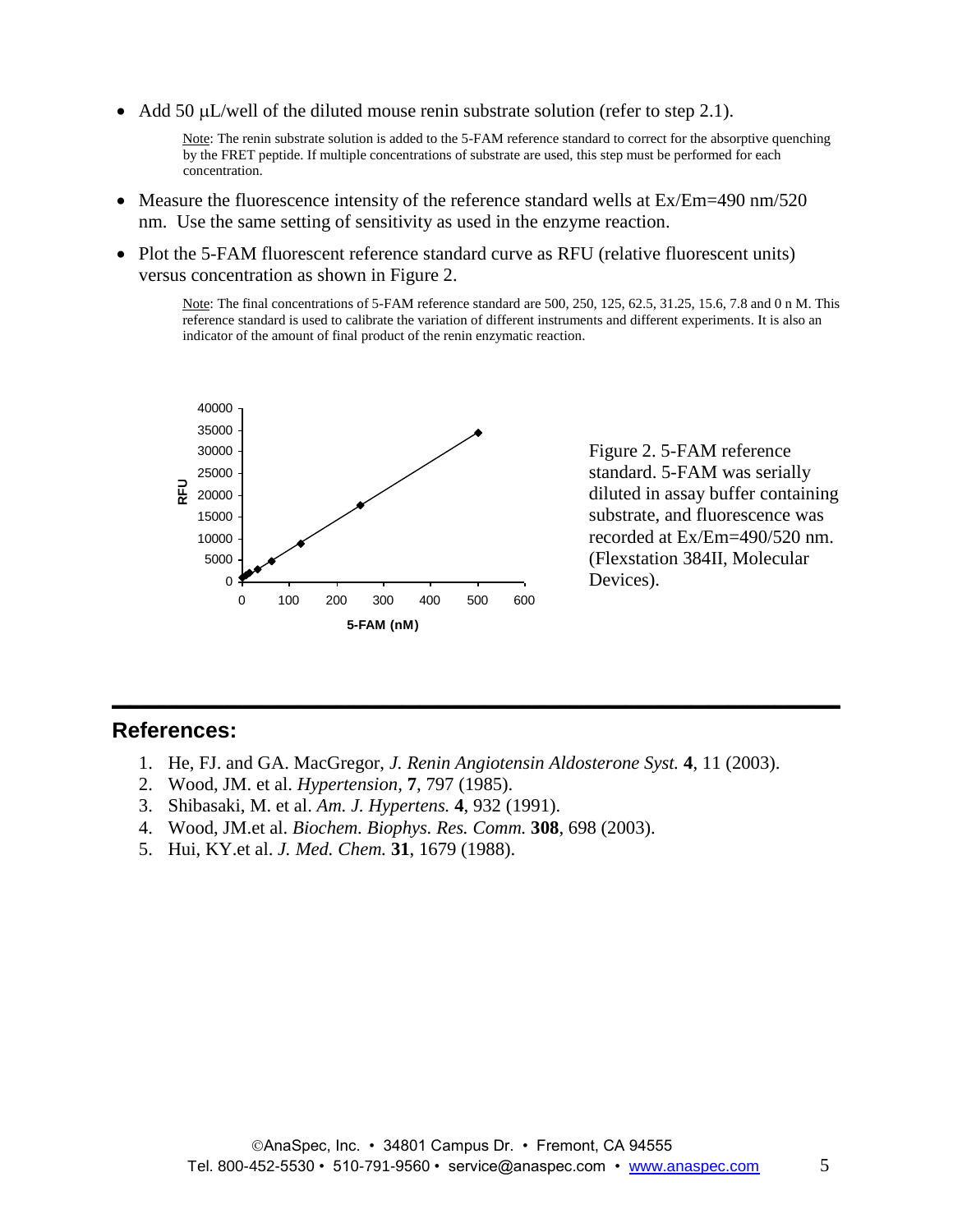- Add 50 μL/well of the diluted mouse renin substrate solution (refer to step 2.1).

  Note: The renin substrate solution is added to the 5-FAM reference standard to correct for the absorptive quenching by the FRET peptide. If multiple concentrations of substrate are used, this step must be performed for each concentration.

- Measure the fluorescence intensity of the reference standard wells at Ex/Em=490 nm/520 nm. Use the same setting of sensitivity as used in the enzyme reaction.
- Plot the 5-FAM fluorescent reference standard curve as RFU (relative fluorescent units) versus concentration as shown in Figure 2.

  Note: The final concentrations of 5-FAM reference standard are 500, 250, 125, 62.5, 31.25, 15.6, 7.8 and 0 n M. This reference standard is used to calibrate the variation of different instruments and different experiments. It is also an indicator of the amount of final product of the renin enzymatic reaction.

RFU

40000
35000
30000
25000
20000
15000
10000
5000
0

0 100 200 300 400 500 600

5-FAM (nM)

Figure 2. 5-FAM reference standard. 5-FAM was serially diluted in assay buffer containing substrate, and fluorescence was recorded at Ex/Em=490/520 nm. (Flexstation 384II, Molecular Devices).

## References:

1. He, FJ. and GA. MacGregor, *J. Renin Angiotensin Aldosterone Syst.* **4**, 11 (2003).
2. Wood, JM. et al. *Hypertension,* **7**, 797 (1985).
3. Shibasaki, M. et al. *Am. J. Hypertens.* **4**, 932 (1991).
4. Wood, JM.et al. *Biochem. Biophys. Res. Comm.* **308**, 698 (2003).
5. Hui, KY.et al. *J. Med. Chem.* **31**, 1679 (1988).